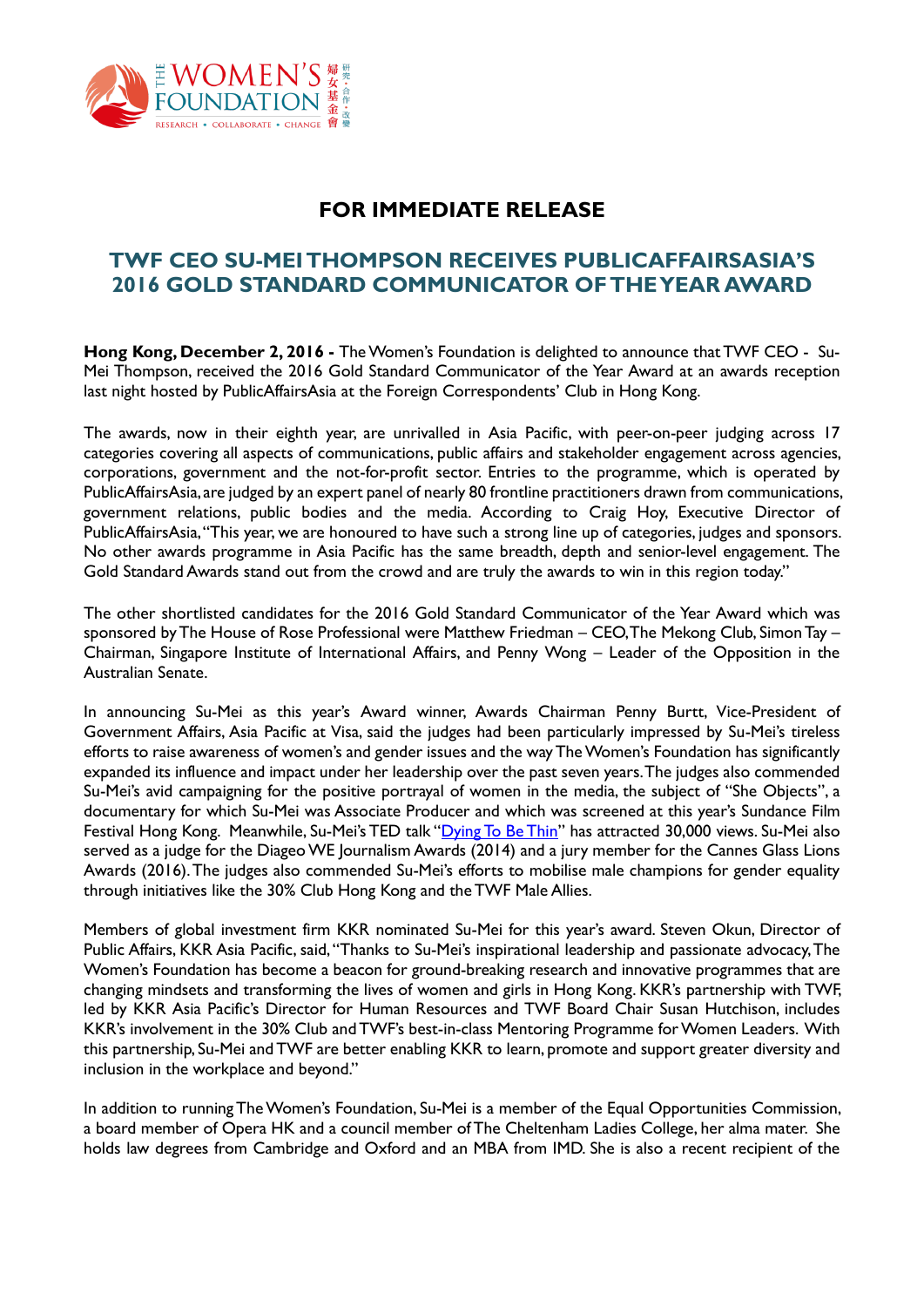# FOR IMMEDIATE RELEASE

## TWF CEO SU-MEI THOMPSON RECEIVES PUBLICAFFAIRSASIA'S 2016 GOLD STANDARD COMMUNICATOR OF THE YEAR AWARD

**Hong Kong, December 2, 2016 -** The Women's Foundation is delighted to announce that TWF CEO - Su-Mei Thompson, received the 2016 Gold Standard Communicator of the Year Award at an awards reception last night hosted by PublicAffairsAsia at the Foreign Correspondents' Club in Hong Kong.

The awards, now in their eighth year, are unrivalled in Asia Pacific, with peer-on-peer judging across 17 categories covering all aspects of communications, public affairs and stakeholder engagement across agencies, corporations, government and the not-for-profit sector. Entries to the programme, which is operated by PublicAffairsAsia, are judged by an expert panel of nearly 80 frontline practitioners drawn from communications, government relations, public bodies and the media. According to Craig Hoy, Executive Director of PublicAffairsAsia, "This year, we are honoured to have such a strong line up of categories, judges and sponsors. No other awards programme in Asia Pacific has the same breadth, depth and senior-level engagement. The Gold Standard Awards stand out from the crowd and are truly the awards to win in this region today."

The other shortlisted candidates for the 2016 Gold Standard Communicator of the Year Award which was sponsored by The House of Rose Professional were Matthew Friedman – CEO, The Mekong Club, Simon Tay – Chairman, Singapore Institute of International Affairs, and Penny Wong – Leader of the Opposition in the Australian Senate.

In announcing Su-Mei as this year's Award winner, Awards Chairman Penny Burtt, Vice-President of Government Affairs, Asia Pacific at Visa, said the judges had been particularly impressed by Su-Mei's tireless efforts to raise awareness of women's and gender issues and the way The Women's Foundation has significantly expanded its influence and impact under her leadership over the past seven years. The judges also commended Su-Mei's avid campaigning for the positive portrayal of women in the media, the subject of "She Objects", a documentary for which Su-Mei was Associate Producer and which was screened at this year's Sundance Film Festival Hong Kong. Meanwhile, Su-Mei's TED talk "Dying To Be Thin" has attracted 30,000 views. Su-Mei also served as a judge for the Diageo WE Journalism Awards (2014) and a jury member for the Cannes Glass Lions Awards (2016). The judges also commended Su-Mei's efforts to mobilise male champions for gender equality through initiatives like the 30% Club Hong Kong and the TWF Male Allies.

Members of global investment firm KKR nominated Su-Mei for this year's award. Steven Okun, Director of Public Affairs, KKR Asia Pacific, said, "Thanks to Su-Mei's inspirational leadership and passionate advocacy, The Women's Foundation has become a beacon for ground-breaking research and innovative programmes that are changing mindsets and transforming the lives of women and girls in Hong Kong. KKR's partnership with TWF, led by KKR Asia Pacific's Director for Human Resources and TWF Board Chair Susan Hutchison, includes KKR's involvement in the 30% Club and TWF's best-in-class Mentoring Programme for Women Leaders. With this partnership, Su-Mei and TWF are better enabling KKR to learn, promote and support greater diversity and inclusion in the workplace and beyond."

In addition to running The Women's Foundation, Su-Mei is a member of the Equal Opportunities Commission, a board member of Opera HK and a council member of The Cheltenham Ladies College, her alma mater. She holds law degrees from Cambridge and Oxford and an MBA from IMD. She is also a recent recipient of the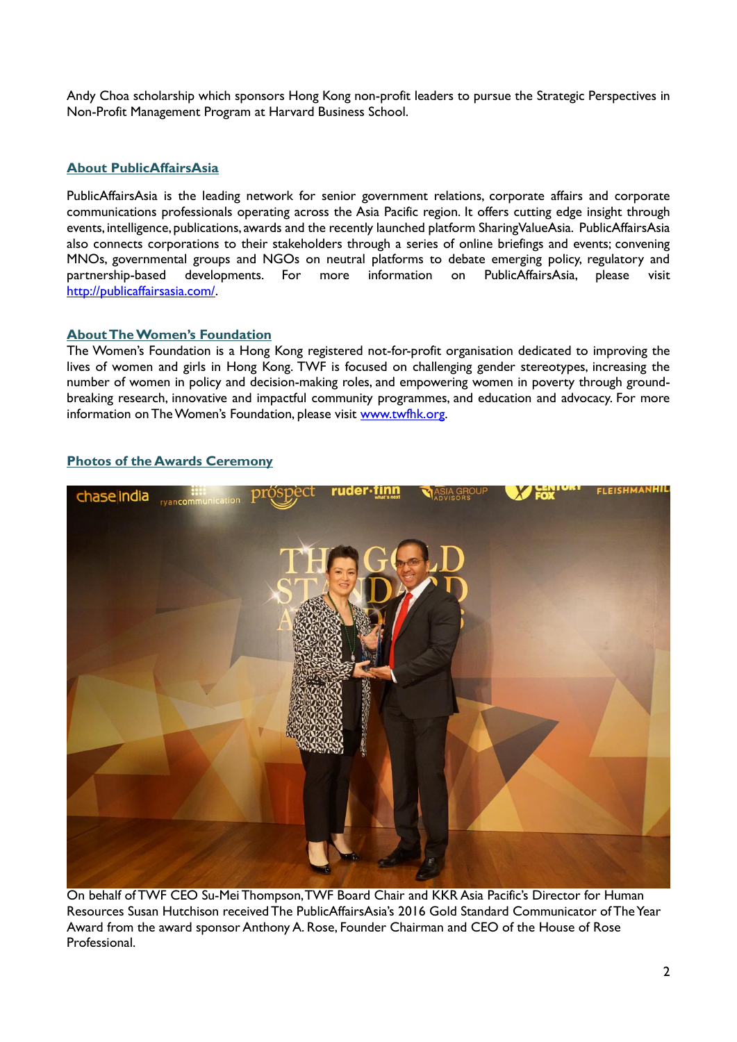Andy Choa scholarship which sponsors Hong Kong non-profit leaders to pursue the Strategic Perspectives in Non-Profit Management Program at Harvard Business School.

## About PublicAffairsAsia

PublicAffairsAsia is the leading network for senior government relations, corporate affairs and corporate communications professionals operating across the Asia Pacific region. It offers cutting edge insight through events, intelligence, publications, awards and the recently launched platform SharingValueAsia. PublicAffairsAsia also connects corporations to their stakeholders through a series of online briefings and events; convening MNOs, governmental groups and NGOs on neutral platforms to debate emerging policy, regulatory and partnership-based developments. For more information on PublicAffairsAsia, please visit http://publicaffairsasia.com/.

## About The Women's Foundation

The Women's Foundation is a Hong Kong registered not-for-profit organisation dedicated to improving the lives of women and girls in Hong Kong. TWF is focused on challenging gender stereotypes, increasing the number of women in policy and decision-making roles, and empowering women in poverty through ground-breaking research, innovative and impactful community programmes, and education and advocacy. For more information on The Women's Foundation, please visit www.twfhk.org.

## Photos of the Awards Ceremony

On behalf of TWF CEO Su-Mei Thompson, TWF Board Chair and KKR Asia Pacific's Director for Human Resources Susan Hutchison received The PublicAffairsAsia's 2016 Gold Standard Communicator of The Year Award from the award sponsor Anthony A. Rose, Founder Chairman and CEO of the House of Rose Professional.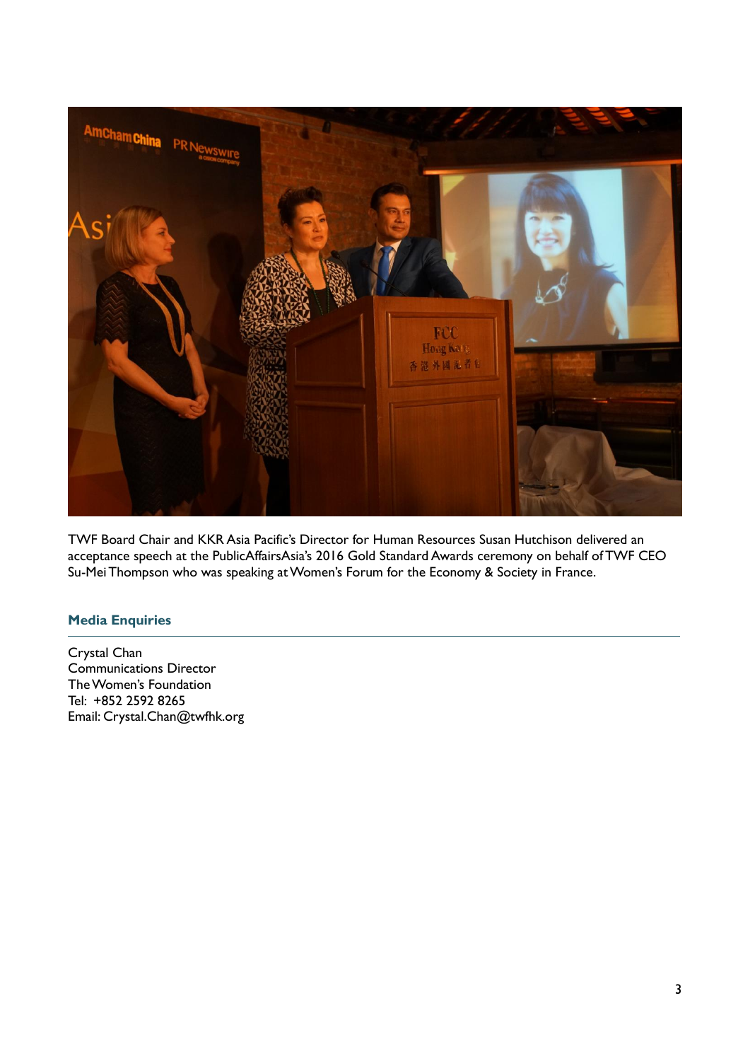TWF Board Chair and KKR Asia Pacific's Director for Human Resources Susan Hutchison delivered an acceptance speech at the PublicAffairsAsia's 2016 Gold Standard Awards ceremony on behalf of TWF CEO Su-Mei Thompson who was speaking at Women's Forum for the Economy & Society in France.

### Media Enquiries

Crystal Chan
Communications Director
The Women's Foundation
Tel: +852 2592 8265
Email: Crystal.Chan@twfhk.org